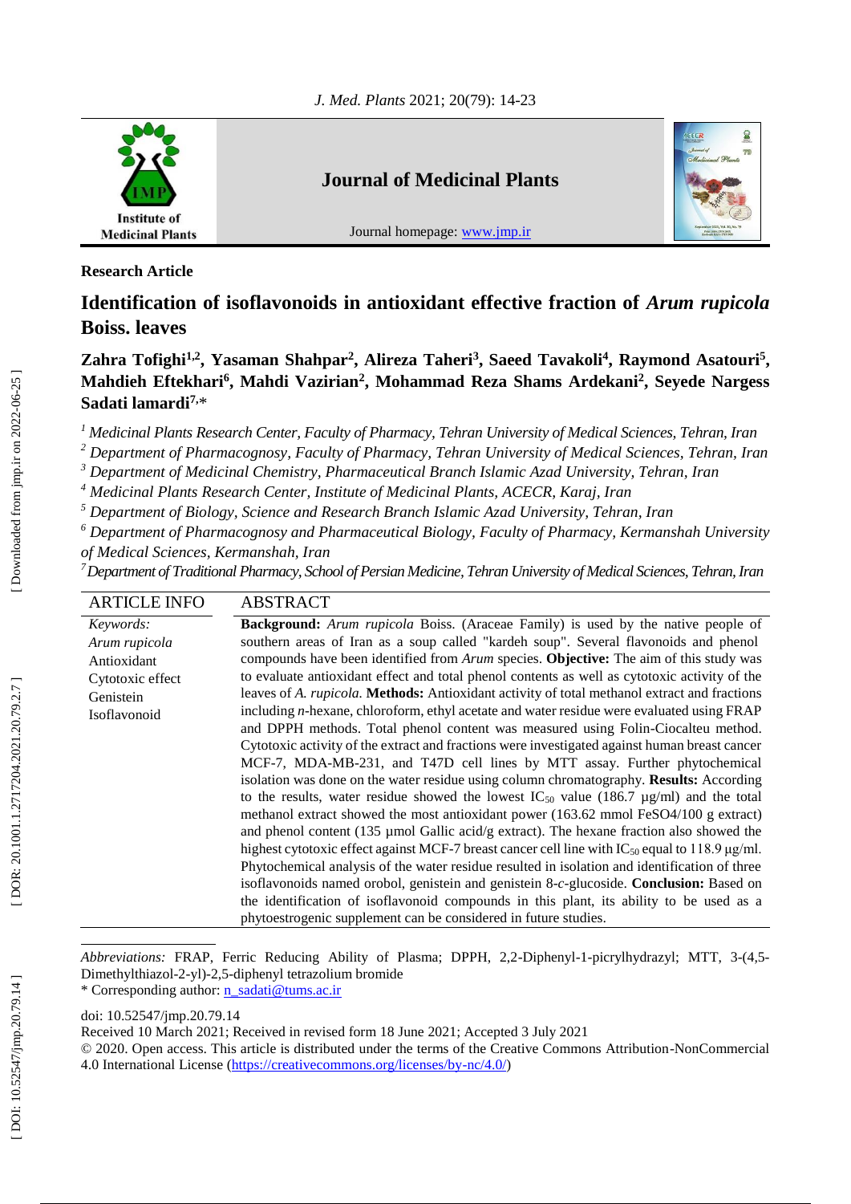Research Article

# Identification of isoflavonoids in antioxidant effective fraction of *Arum rupicola* Boiss. leaves

**Zahra Tofighi[1,2], Yasaman Shahpar[2], Alireza Taheri[3], Saeed Tavakoli[4], Raymond Asatouri[5], Mahdieh Eftekhari[6], Mahdi Vazirian[2], Mohammad Reza Shams Ardekani[2], Seyede Nargess Sadati lamardi[7,*]**

[1] *Medicinal Plants Research Center, Faculty of Pharmacy, Tehran University of Medical Sciences, Tehran, Iran*

[2] *Department of Pharmacognosy, Faculty of Pharmacy, Tehran University of Medical Sciences, Tehran, Iran*

[3] *Department of Medicinal Chemistry, Pharmaceutical Branch Islamic Azad University, Tehran, Iran*

[4] *Medicinal Plants Research Center, Institute of Medicinal Plants, ACECR, Karaj, Iran*

[5] *Department of Biology, Science and Research Branch Islamic Azad University, Tehran, Iran*

[6] *Department of Pharmacognosy and Pharmaceutical Biology, Faculty of Pharmacy, Kermanshah University of Medical Sciences, Kermanshah, Iran*

[7] *Department of Traditional Pharmacy, School of Persian Medicine, Tehran University of Medical Sciences, Tehran, Iran*

## ARTICLE INFO

*Keywords:*
*Arum rupicola*
Antioxidant
Cytotoxic effect
Genistein
Isoflavonoid

## ABSTRACT

**Background:** *Arum rupicola* Boiss. (Araceae Family) is used by the native people of southern areas of Iran as a soup called "kardeh soup". Several flavonoids and phenol compounds have been identified from *Arum* species. **Objective:** The aim of this study was to evaluate antioxidant effect and total phenol contents as well as cytotoxic activity of the leaves of *A. rupicola.* **Methods:** Antioxidant activity of total methanol extract and fractions including *n*-hexane, chloroform, ethyl acetate and water residue were evaluated using FRAP and DPPH methods. Total phenol content was measured using Folin-Ciocalteu method. Cytotoxic activity of the extract and fractions were investigated against human breast cancer MCF-7, MDA-MB-231, and T47D cell lines by MTT assay. Further phytochemical isolation was done on the water residue using column chromatography. **Results:** According to the results, water residue showed the lowest $IC_{50}$ value (186.7 µg/ml) and the total methanol extract showed the most antioxidant power (163.62 mmol FeSO4/100 g extract) and phenol content (135 µmol Gallic acid/g extract). The hexane fraction also showed the highest cytotoxic effect against MCF-7 breast cancer cell line with $IC_{50}$ equal to 118.9 µg/ml. Phytochemical analysis of the water residue resulted in isolation and identification of three isoflavonoids named orobol, genistein and genistein 8-*c*-glucoside. **Conclusion:** Based on the identification of isoflavonoid compounds in this plant, its ability to be used as a phytoestrogenic supplement can be considered in future studies.

---

*Abbreviations:* FRAP, Ferric Reducing Ability of Plasma; DPPH, 2,2-Diphenyl-1-picrylhydrazyl; MTT, 3-(4,5-Dimethylthiazol-2-yl)-2,5-diphenyl tetrazolium bromide

* Corresponding author: n_sadati@tums.ac.ir

doi: 10.52547/jmp.20.79.14

Received 10 March 2021; Received in revised form 18 June 2021; Accepted 3 July 2021

© 2020. Open access. This article is distributed under the terms of the Creative Commons Attribution-NonCommercial 4.0 International License (https://creativecommons.org/licenses/by-nc/4.0/)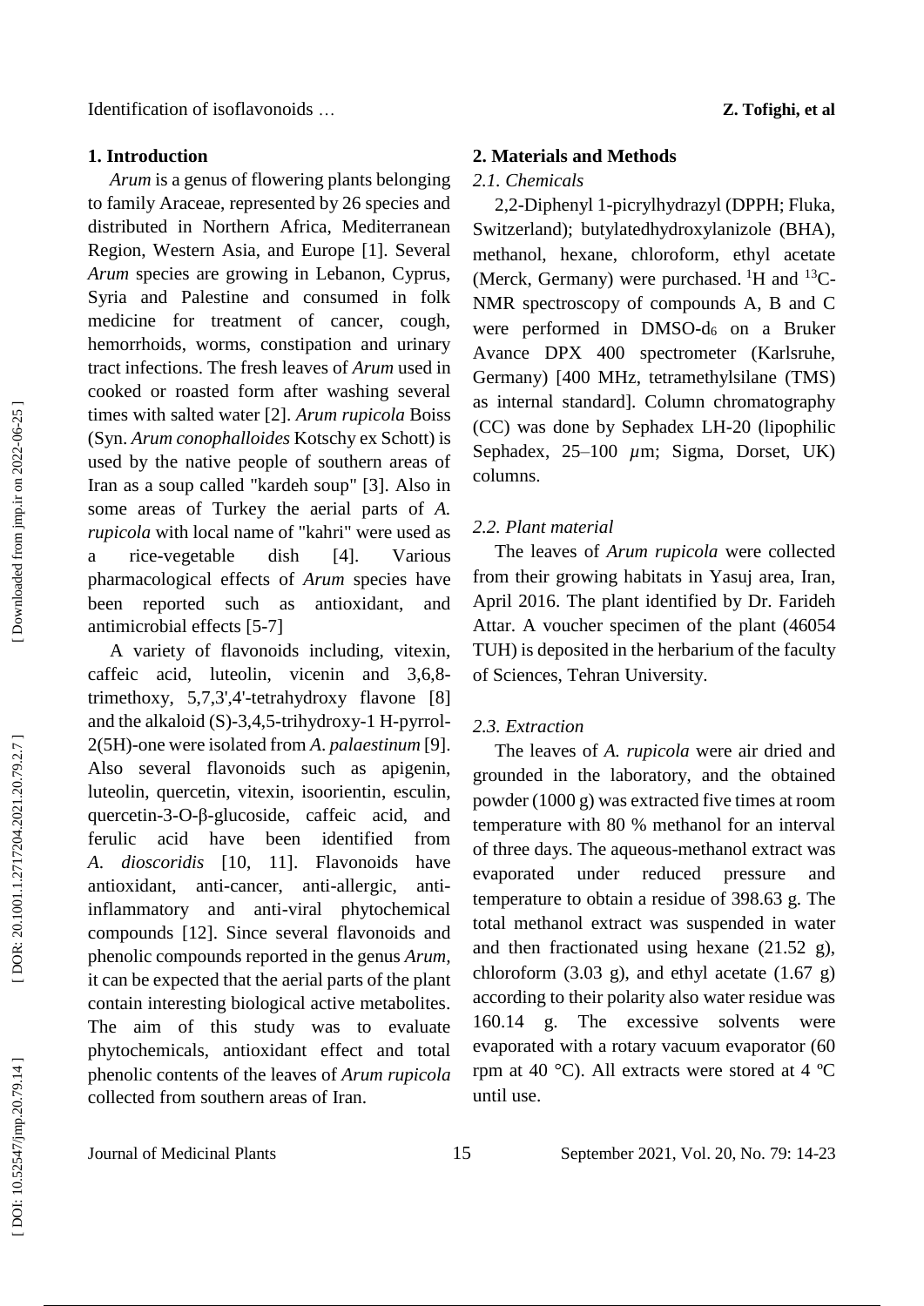## 1. Introduction

*Arum* is a genus of flowering plants belonging to family Araceae, represented by 26 species and distributed in Northern Africa, Mediterranean Region, Western Asia, and Europe [1]. Several *Arum* species are growing in Lebanon, Cyprus, Syria and Palestine and consumed in folk medicine for treatment of cancer, cough, hemorrhoids, worms, constipation and urinary tract infections. The fresh leaves of *Arum* used in cooked or roasted form after washing several times with salted water [2]. *Arum rupicola* Boiss (Syn. *Arum conophalloides* Kotschy ex Schott) is used by the native people of southern areas of Iran as a soup called "kardeh soup" [3]. Also in some areas of Turkey the aerial parts of *A. rupicola* with local name of "kahri" were used as a rice-vegetable dish [4]. Various pharmacological effects of *Arum* species have been reported such as antioxidant, and antimicrobial effects [5-7]

A variety of flavonoids including, vitexin, caffeic acid, luteolin, vicenin and 3,6,8-trimethoxy, 5,7,3',4'-tetrahydroxy flavone [8] and the alkaloid (S)-3,4,5-trihydroxy-1 H-pyrrol-2(5H)-one were isolated from *A. palaestinum* [9]. Also several flavonoids such as apigenin, luteolin, quercetin, vitexin, isoorientin, esculin, quercetin-3-O-β-glucoside, caffeic acid, and ferulic acid have been identified from *A. dioscoridis* [10, 11]. Flavonoids have antioxidant, anti-cancer, anti-allergic, anti-inflammatory and anti-viral phytochemical compounds [12]. Since several flavonoids and phenolic compounds reported in the genus *Arum*, it can be expected that the aerial parts of the plant contain interesting biological active metabolites. The aim of this study was to evaluate phytochemicals, antioxidant effect and total phenolic contents of the leaves of *Arum rupicola* collected from southern areas of Iran.

## 2. Materials and Methods

### *2.1. Chemicals*

2,2-Diphenyl 1-picrylhydrazyl (DPPH; Fluka, Switzerland); butylatedhydroxylanizole (BHA), methanol, hexane, chloroform, ethyl acetate (Merck, Germany) were purchased. $^{1}H$ and $^{13}C$-NMR spectroscopy of compounds A, B and C were performed in DMSO-$d_6$ on a Bruker Avance DPX 400 spectrometer (Karlsruhe, Germany) [400 MHz, tetramethylsilane (TMS) as internal standard]. Column chromatography (CC) was done by Sephadex LH-20 (lipophilic Sephadex, 25–100 $\mu$m; Sigma, Dorset, UK) columns.

### *2.2. Plant material*

The leaves of *Arum rupicola* were collected from their growing habitats in Yasuj area, Iran, April 2016. The plant identified by Dr. Farideh Attar. A voucher specimen of the plant (46054 TUH) is deposited in the herbarium of the faculty of Sciences, Tehran University.

### *2.3. Extraction*

The leaves of *A. rupicola* were air dried and grounded in the laboratory, and the obtained powder (1000 g) was extracted five times at room temperature with 80 % methanol for an interval of three days. The aqueous-methanol extract was evaporated under reduced pressure and temperature to obtain a residue of 398.63 g. The total methanol extract was suspended in water and then fractionated using hexane (21.52 g), chloroform (3.03 g), and ethyl acetate (1.67 g) according to their polarity also water residue was 160.14 g. The excessive solvents were evaporated with a rotary vacuum evaporator (60 rpm at 40 °C). All extracts were stored at 4 ºC until use.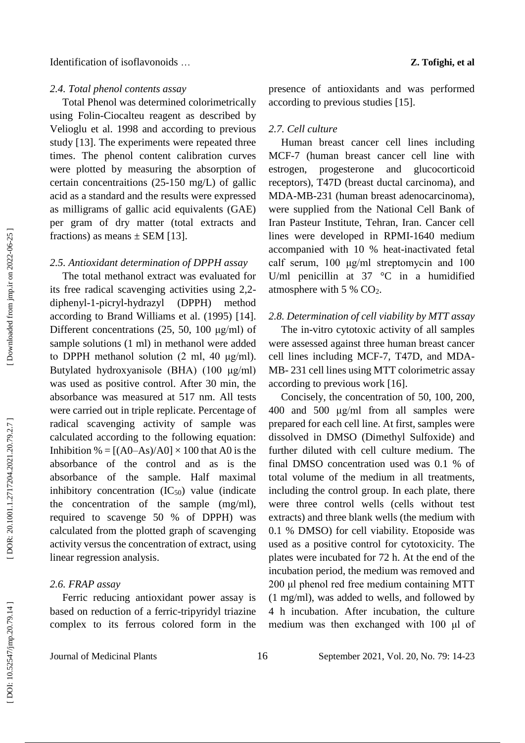### 2.4. Total phenol contents assay

Total Phenol was determined colorimetrically using Folin-Ciocalteu reagent as described by Velioglu et al. 1998 and according to previous study [13]. The experiments were repeated three times. The phenol content calibration curves were plotted by measuring the absorption of certain concentraitions (25-150 mg/L) of gallic acid as a standard and the results were expressed as milligrams of gallic acid equivalents (GAE) per gram of dry matter (total extracts and fractions) as means ± SEM [13].

### 2.5. Antioxidant determination of DPPH assay

The total methanol extract was evaluated for its free radical scavenging activities using 2,2-diphenyl-1-picryl-hydrazyl (DPPH) method according to Brand Williams et al. (1995) [14]. Different concentrations (25, 50, 100 μg/ml) of sample solutions (1 ml) in methanol were added to DPPH methanol solution (2 ml, 40 μg/ml). Butylated hydroxyanisole (BHA) (100 μg/ml) was used as positive control. After 30 min, the absorbance was measured at 517 nm. All tests were carried out in triple replicate. Percentage of radical scavenging activity of sample was calculated according to the following equation: Inhibition % = $[(A0–As)/A0] \times 100$ that A0 is the absorbance of the control and as is the absorbance of the sample. Half maximal inhibitory concentration ($IC_{50}$) value (indicate the concentration of the sample (mg/ml), required to scavenge 50 % of DPPH) was calculated from the plotted graph of scavenging activity versus the concentration of extract, using linear regression analysis.

### 2.6. FRAP assay

Ferric reducing antioxidant power assay is based on reduction of a ferric-tripyridyl triazine complex to its ferrous colored form in the presence of antioxidants and was performed according to previous studies [15].

### 2.7. Cell culture

Human breast cancer cell lines including MCF-7 (human breast cancer cell line with estrogen, progesterone and glucocorticoid receptors), T47D (breast ductal carcinoma), and MDA-MB-231 (human breast adenocarcinoma), were supplied from the National Cell Bank of Iran Pasteur Institute, Tehran, Iran. Cancer cell lines were developed in RPMI-1640 medium accompanied with 10 % heat-inactivated fetal calf serum, 100 μg/ml streptomycin and 100 U/ml penicillin at 37 °C in a humidified atmosphere with 5 % $CO_2$.

### 2.8. Determination of cell viability by MTT assay

The in-vitro cytotoxic activity of all samples were assessed against three human breast cancer cell lines including MCF-7, T47D, and MDA-MB- 231 cell lines using MTT colorimetric assay according to previous work [16].

Concisely, the concentration of 50, 100, 200, 400 and 500 μg/ml from all samples were prepared for each cell line. At first, samples were dissolved in DMSO (Dimethyl Sulfoxide) and further diluted with cell culture medium. The final DMSO concentration used was 0.1 % of total volume of the medium in all treatments, including the control group. In each plate, there were three control wells (cells without test extracts) and three blank wells (the medium with 0.1 % DMSO) for cell viability. Etoposide was used as a positive control for cytotoxicity. The plates were incubated for 72 h. At the end of the incubation period, the medium was removed and 200 μl phenol red free medium containing MTT (1 mg/ml), was added to wells, and followed by 4 h incubation. After incubation, the culture medium was then exchanged with 100 μl of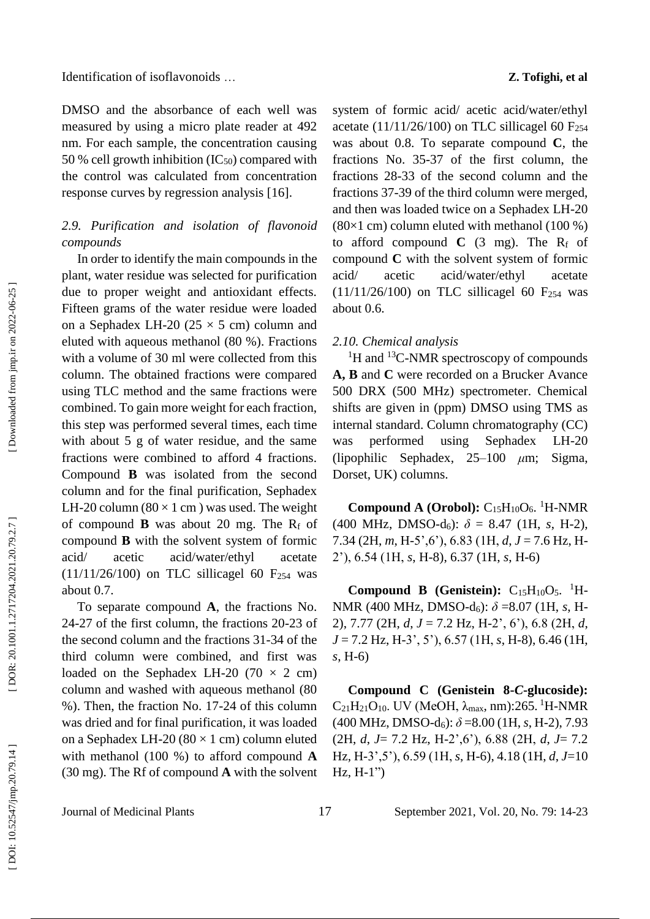DMSO and the absorbance of each well was measured by using a micro plate reader at 492 nm. For each sample, the concentration causing 50 % cell growth inhibition ($IC_{50}$) compared with the control was calculated from concentration response curves by regression analysis [16].

### *2.9. Purification and isolation of flavonoid compounds*

In order to identify the main compounds in the plant, water residue was selected for purification due to proper weight and antioxidant effects. Fifteen grams of the water residue were loaded on a Sephadex LH-20 (25 × 5 cm) column and eluted with aqueous methanol (80 %). Fractions with a volume of 30 ml were collected from this column. The obtained fractions were compared using TLC method and the same fractions were combined. To gain more weight for each fraction, this step was performed several times, each time with about 5 g of water residue, and the same fractions were combined to afford 4 fractions. Compound **B** was isolated from the second column and for the final purification, Sephadex LH-20 column (80 × 1 cm ) was used. The weight of compound **B** was about 20 mg. The $R_f$ of compound **B** with the solvent system of formic acid/ acetic acid/water/ethyl acetate (11/11/26/100) on TLC sillicagel 60 $F_{254}$ was about 0.7.

To separate compound **A**, the fractions No. 24-27 of the first column, the fractions 20-23 of the second column and the fractions 31-34 of the third column were combined, and first was loaded on the Sephadex LH-20 (70 × 2 cm) column and washed with aqueous methanol (80 %). Then, the fraction No. 17-24 of this column was dried and for final purification, it was loaded on a Sephadex LH-20 (80 × 1 cm) column eluted with methanol (100 %) to afford compound **A** (30 mg). The Rf of compound **A** with the solvent system of formic acid/ acetic acid/water/ethyl acetate (11/11/26/100) on TLC sillicagel 60 $F_{254}$ was about 0.8. To separate compound **C**, the fractions No. 35-37 of the first column, the fractions 28-33 of the second column and the fractions 37-39 of the third column were merged, and then was loaded twice on a Sephadex LH-20 (80×1 cm) column eluted with methanol (100 %) to afford compound **C** (3 mg). The $R_f$ of compound **C** with the solvent system of formic acid/ acetic acid/water/ethyl acetate (11/11/26/100) on TLC sillicagel 60 $F_{254}$ was about 0.6.

### *2.10. Chemical analysis*

$^{1}H$ and $^{13}C$-NMR spectroscopy of compounds **A, B** and **C** were recorded on a Brucker Avance 500 DRX (500 MHz) spectrometer. Chemical shifts are given in (ppm) DMSO using TMS as internal standard. Column chromatography (CC) was performed using Sephadex LH-20 (lipophilic Sephadex, 25–100 $\mu$m; Sigma, Dorset, UK) columns.

**Compound A (Orobol):** $C_{15}H_{10}O_6$. $^{1}H$-NMR (400 MHz, DMSO-$d_6$): $\delta$ = 8.47 (1H, *s*, H-2), 7.34 (2H, *m*, H-5',6'), 6.83 (1H, *d*, *J* = 7.6 Hz, H-2'), 6.54 (1H, *s*, H-8), 6.37 (1H, *s*, H-6)

**Compound B (Genistein):** $C_{15}H_{10}O_5$. $^{1}H$-NMR (400 MHz, DMSO-$d_6$): $\delta$ =8.07 (1H, *s*, H-2), 7.77 (2H, *d*, *J* = 7.2 Hz, H-2', 6'), 6.8 (2H, *d*, *J* = 7.2 Hz, H-3', 5'), 6.57 (1H, *s*, H-8), 6.46 (1H, *s*, H-6)

**Compound C (Genistein 8-*C*-glucoside):** $C_{21}H_{21}O_{10}$. UV (MeOH, $\lambda_{max}$, nm):265. $^{1}H$-NMR (400 MHz, DMSO-$d_6$): $\delta$ =8.00 (1H, *s*, H-2), 7.93 (2H, *d*, *J*= 7.2 Hz, H-2',6'), 6.88 (2H, *d*, *J*= 7.2 Hz, H-3',5'), 6.59 (1H, *s*, H-6), 4.18 (1H, *d*, *J*=10 Hz, H-1")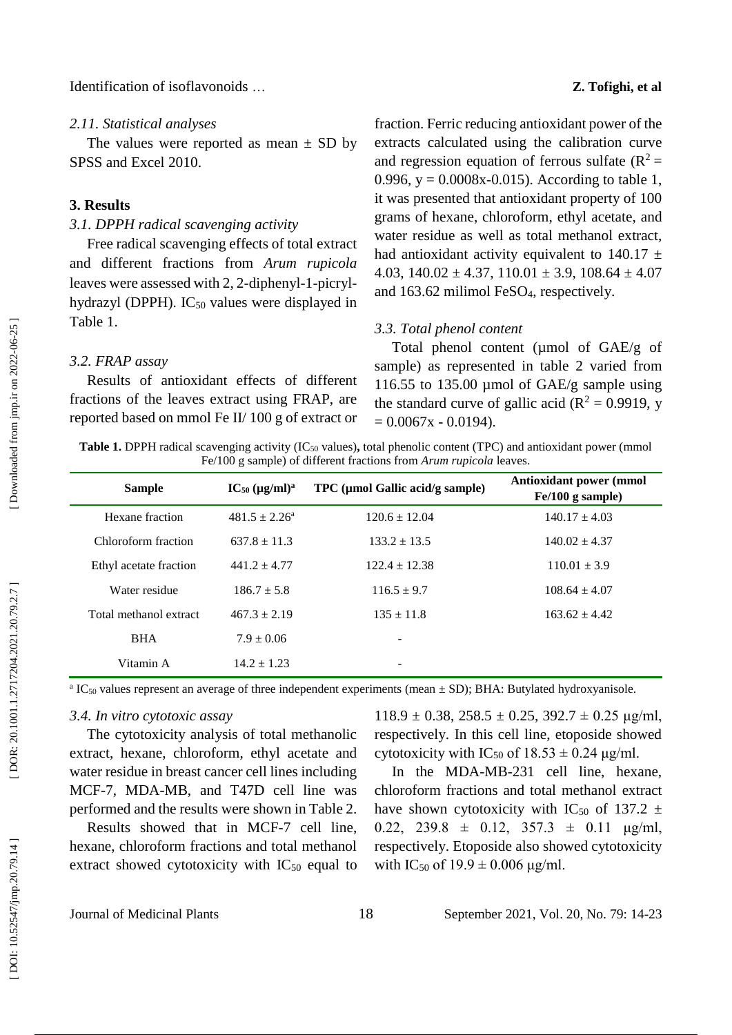### 2.11. Statistical analyses

The values were reported as mean ± SD by SPSS and Excel 2010.

## 3. Results

### 3.1. DPPH radical scavenging activity

Free radical scavenging effects of total extract and different fractions from *Arum rupicola* leaves were assessed with 2, 2-diphenyl-1-picryl-hydrazyl (DPPH). $IC_{50}$ values were displayed in Table 1.

### 3.2. FRAP assay

Results of antioxidant effects of different fractions of the leaves extract using FRAP, are reported based on mmol Fe II/ 100 g of extract or fraction. Ferric reducing antioxidant power of the extracts calculated using the calibration curve and regression equation of ferrous sulfate ($R^2 = 0.996$, $y = 0.0008x-0.015$). According to table 1, it was presented that antioxidant property of 100 grams of hexane, chloroform, ethyl acetate, and water residue as well as total methanol extract, had antioxidant activity equivalent to 140.17 ± 4.03, 140.02 ± 4.37, 110.01 ± 3.9, 108.64 ± 4.07 and 163.62 milimol $FeSO_4$, respectively.

### 3.3. Total phenol content

Total phenol content (µmol of GAE/g of sample) as represented in table 2 varied from 116.55 to 135.00 µmol of GAE/g sample using the standard curve of gallic acid ($R^2 = 0.9919$, $y = 0.0067x - 0.0194$).

**Table 1.** DPPH radical scavenging activity ($IC_{50}$ values)**,** total phenolic content (TPC) and antioxidant power (mmol Fe/100 g sample) of different fractions from *Arum rupicola* leaves.

| Sample | $IC_{50}$ (µg/ml)[a] | TPC (µmol Gallic acid/g sample) | Antioxidant power (mmol Fe/100 g sample) |
|---|---|---|---|
| Hexane fraction | 481.5 ± 2.26[a] | 120.6 ± 12.04 | 140.17 ± 4.03 |
| Chloroform fraction | 637.8 ± 11.3 | 133.2 ± 13.5 | 140.02 ± 4.37 |
| Ethyl acetate fraction | 441.2 ± 4.77 | 122.4 ± 12.38 | 110.01 ± 3.9 |
| Water residue | 186.7 ± 5.8 | 116.5 ± 9.7 | 108.64 ± 4.07 |
| Total methanol extract | 467.3 ± 2.19 | 135 ± 11.8 | 163.62 ± 4.42 |
| BHA | 7.9 ± 0.06 | - | |
| Vitamin A | 14.2 ± 1.23 | - | |

[a] $IC_{50}$ values represent an average of three independent experiments (mean ± SD); BHA: Butylated hydroxyanisole.

### 3.4. In vitro cytotoxic assay

The cytotoxicity analysis of total methanolic extract, hexane, chloroform, ethyl acetate and water residue in breast cancer cell lines including MCF-7, MDA-MB, and T47D cell line was performed and the results were shown in Table 2.

Results showed that in MCF-7 cell line, hexane, chloroform fractions and total methanol extract showed cytotoxicity with $IC_{50}$ equal to 118.9 ± 0.38, 258.5 ± 0.25, 392.7 ± 0.25 µg/ml, respectively. In this cell line, etoposide showed cytotoxicity with $IC_{50}$ of 18.53 ± 0.24 µg/ml.

In the MDA-MB-231 cell line, hexane, chloroform fractions and total methanol extract have shown cytotoxicity with $IC_{50}$ of 137.2 ± 0.22, 239.8 ± 0.12, 357.3 ± 0.11 µg/ml, respectively. Etoposide also showed cytotoxicity with $IC_{50}$ of 19.9 ± 0.006 µg/ml.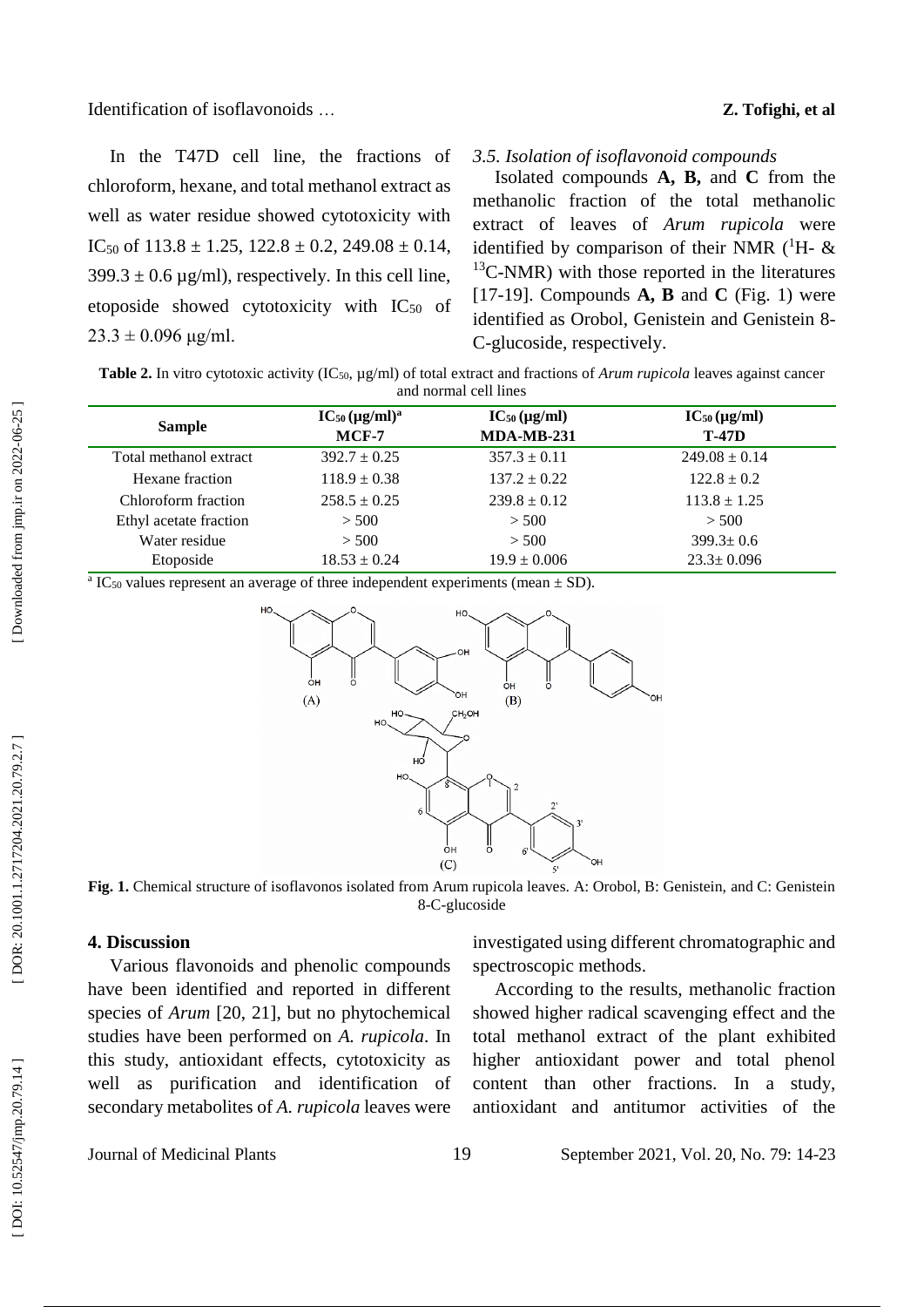In the T47D cell line, the fractions of chloroform, hexane, and total methanol extract as well as water residue showed cytotoxicity with $IC_{50}$ of 113.8 ± 1.25, 122.8 ± 0.2, 249.08 ± 0.14, 399.3 ± 0.6 µg/ml), respectively. In this cell line, etoposide showed cytotoxicity with $IC_{50}$ of 23.3 ± 0.096 µg/ml.

### *3.5. Isolation of isoflavonoid compounds*

Isolated compounds **A, B,** and **C** from the methanolic fraction of the total methanolic extract of leaves of *Arum rupicola* were identified by comparison of their NMR ($^{1}$H- & $^{13}$C-NMR) with those reported in the literatures [17-19]. Compounds **A, B** and **C** (Fig. 1) were identified as Orobol, Genistein and Genistein 8-C-glucoside, respectively.

**Table 2.** In vitro cytotoxic activity ($IC_{50}$, µg/ml) of total extract and fractions of *Arum rupicola* leaves against cancer and normal cell lines

| Sample | $IC_{50}$ (µg/ml)[a] MCF-7 | $IC_{50}$ (µg/ml) MDA-MB-231 | $IC_{50}$ (µg/ml) T-47D |
|---|---|---|---|
| Total methanol extract | 392.7 ± 0.25 | 357.3 ± 0.11 | 249.08 ± 0.14 |
| Hexane fraction | 118.9 ± 0.38 | 137.2 ± 0.22 | 122.8 ± 0.2 |
| Chloroform fraction | 258.5 ± 0.25 | 239.8 ± 0.12 | 113.8 ± 1.25 |
| Ethyl acetate fraction | > 500 | > 500 | > 500 |
| Water residue | > 500 | > 500 | 399.3± 0.6 |
| Etoposide | 18.53 ± 0.24 | 19.9 ± 0.006 | 23.3± 0.096 |

[a] $IC_{50}$ values represent an average of three independent experiments (mean ± SD).

**Fig. 1.** Chemical structure of isoflavonos isolated from Arum rupicola leaves. A: Orobol, B: Genistein, and C: Genistein 8-C-glucoside

## 4. Discussion

Various flavonoids and phenolic compounds have been identified and reported in different species of *Arum* [20, 21], but no phytochemical studies have been performed on *A. rupicola*. In this study, antioxidant effects, cytotoxicity as well as purification and identification of secondary metabolites of *A. rupicola* leaves were investigated using different chromatographic and spectroscopic methods.

According to the results, methanolic fraction showed higher radical scavenging effect and the total methanol extract of the plant exhibited higher antioxidant power and total phenol content than other fractions. In a study, antioxidant and antitumor activities of the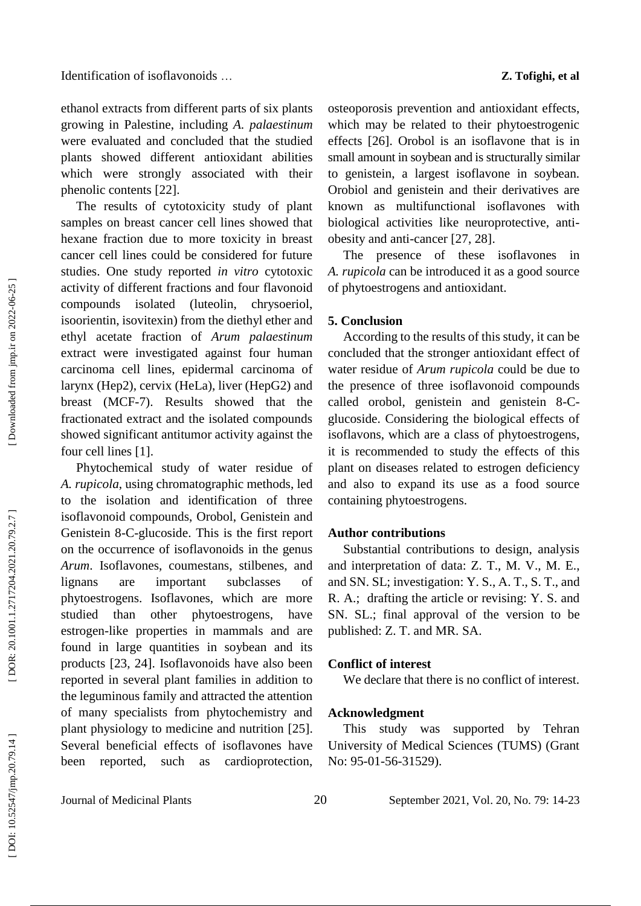ethanol extracts from different parts of six plants growing in Palestine, including *A. palaestinum* were evaluated and concluded that the studied plants showed different antioxidant abilities which were strongly associated with their phenolic contents [22].

The results of cytotoxicity study of plant samples on breast cancer cell lines showed that hexane fraction due to more toxicity in breast cancer cell lines could be considered for future studies. One study reported *in vitro* cytotoxic activity of different fractions and four flavonoid compounds isolated (luteolin, chrysoeriol, isoorientin, isovitexin) from the diethyl ether and ethyl acetate fraction of *Arum palaestinum* extract were investigated against four human carcinoma cell lines, epidermal carcinoma of larynx (Hep2), cervix (HeLa), liver (HepG2) and breast (MCF-7). Results showed that the fractionated extract and the isolated compounds showed significant antitumor activity against the four cell lines [1].

Phytochemical study of water residue of *A. rupicola*, using chromatographic methods, led to the isolation and identification of three isoflavonoid compounds, Orobol, Genistein and Genistein 8-C-glucoside. This is the first report on the occurrence of isoflavonoids in the genus *Arum*. Isoflavones, coumestans, stilbenes, and lignans are important subclasses of phytoestrogens. Isoflavones, which are more studied than other phytoestrogens, have estrogen-like properties in mammals and are found in large quantities in soybean and its products [23, 24]. Isoflavonoids have also been reported in several plant families in addition to the leguminous family and attracted the attention of many specialists from phytochemistry and plant physiology to medicine and nutrition [25]. Several beneficial effects of isoflavones have been reported, such as cardioprotection, osteoporosis prevention and antioxidant effects, which may be related to their phytoestrogenic effects [26]. Orobol is an isoflavone that is in small amount in soybean and is structurally similar to genistein, a largest isoflavone in soybean. Orobiol and genistein and their derivatives are known as multifunctional isoflavones with biological activities like neuroprotective, anti-obesity and anti-cancer [27, 28].

The presence of these isoflavones in *A. rupicola* can be introduced it as a good source of phytoestrogens and antioxidant.

## 5. Conclusion

According to the results of this study, it can be concluded that the stronger antioxidant effect of water residue of *Arum rupicola* could be due to the presence of three isoflavonoid compounds called orobol, genistein and genistein 8-C-glucoside. Considering the biological effects of isoflavons, which are a class of phytoestrogens, it is recommended to study the effects of this plant on diseases related to estrogen deficiency and also to expand its use as a food source containing phytoestrogens.

## Author contributions

Substantial contributions to design, analysis and interpretation of data: Z. T., M. V., M. E., and SN. SL; investigation: Y. S., A. T., S. T., and R. A.; drafting the article or revising: Y. S. and SN. SL.; final approval of the version to be published: Z. T. and MR. SA.

## Conflict of interest

We declare that there is no conflict of interest.

## Acknowledgment

This study was supported by Tehran University of Medical Sciences (TUMS) (Grant No: 95-01-56-31529).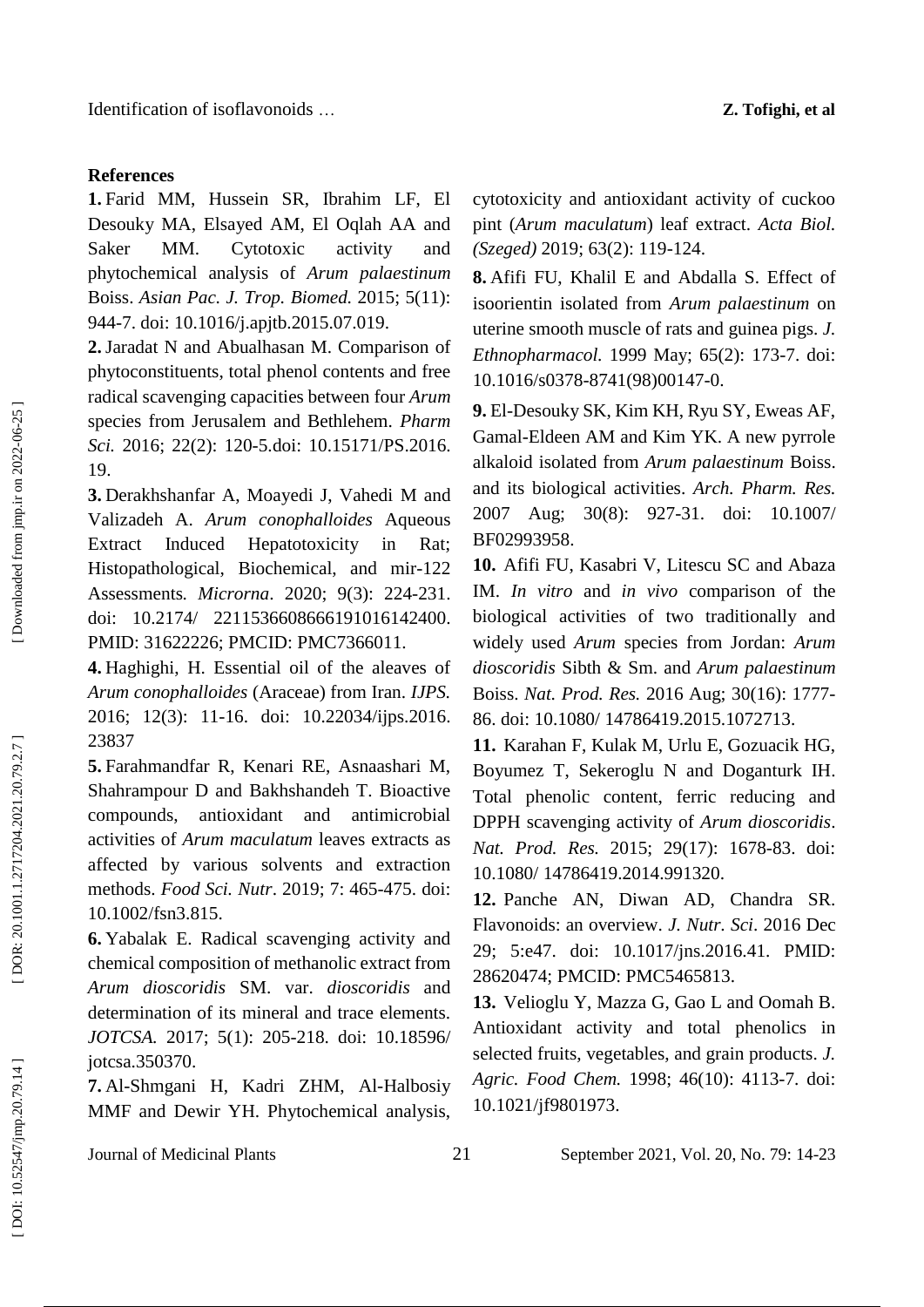## References

**1.** Farid MM, Hussein SR, Ibrahim LF, El Desouky MA, Elsayed AM, El Oqlah AA and Saker MM. Cytotoxic activity and phytochemical analysis of *Arum palaestinum* Boiss. *Asian Pac. J. Trop. Biomed.* 2015; 5(11): 944-7. doi: 10.1016/j.apjtb.2015.07.019.

**2.** Jaradat N and Abualhasan M. Comparison of phytoconstituents, total phenol contents and free radical scavenging capacities between four *Arum* species from Jerusalem and Bethlehem. *Pharm Sci.* 2016; 22(2): 120-5.doi: 10.15171/PS.2016.19.

**3.** Derakhshanfar A, Moayedi J, Vahedi M and Valizadeh A. *Arum conophalloides* Aqueous Extract Induced Hepatotoxicity in Rat; Histopathological, Biochemical, and mir-122 Assessments*. Microrna*. 2020; 9(3): 224-231. doi: 10.2174/ 2211536608666191016142400. PMID: 31622226; PMCID: PMC7366011.

**4.** Haghighi, H. Essential oil of the aleaves of *Arum conophalloides* (Araceae) from Iran. *IJPS.* 2016; 12(3): 11-16. doi: 10.22034/ijps.2016.23837

**5.** Farahmandfar R, Kenari RE, Asnaashari M, Shahrampour D and Bakhshandeh T. Bioactive compounds, antioxidant and antimicrobial activities of *Arum maculatum* leaves extracts as affected by various solvents and extraction methods. *Food Sci. Nutr*. 2019; 7: 465-475. doi: 10.1002/fsn3.815.

**6.** Yabalak E. Radical scavenging activity and chemical composition of methanolic extract from *Arum dioscoridis* SM. var. *dioscoridis* and determination of its mineral and trace elements. *JOTCSA.* 2017; 5(1): 205-218. doi: 10.18596/ jotcsa.350370.

**7.** Al-Shmgani H, Kadri ZHM, Al-Halbosiy MMF and Dewir YH. Phytochemical analysis, cytotoxicity and antioxidant activity of cuckoo pint (*Arum maculatum*) leaf extract. *Acta Biol. (Szeged)* 2019; 63(2): 119-124.

**8.** Afifi FU, Khalil E and Abdalla S. Effect of isoorientin isolated from *Arum palaestinum* on uterine smooth muscle of rats and guinea pigs. *J. Ethnopharmacol.* 1999 May; 65(2): 173-7. doi: 10.1016/s0378-8741(98)00147-0.

**9.** El-Desouky SK, Kim KH, Ryu SY, Eweas AF, Gamal-Eldeen AM and Kim YK. A new pyrrole alkaloid isolated from *Arum palaestinum* Boiss. and its biological activities. *Arch. Pharm. Res.* 2007 Aug; 30(8): 927-31. doi: 10.1007/ BF02993958.

**10.** Afifi FU, Kasabri V, Litescu SC and Abaza IM. *In vitro* and *in vivo* comparison of the biological activities of two traditionally and widely used *Arum* species from Jordan: *Arum dioscoridis* Sibth & Sm. and *Arum palaestinum* Boiss. *Nat. Prod. Res.* 2016 Aug; 30(16): 1777-86. doi: 10.1080/ 14786419.2015.1072713.

**11.** Karahan F, Kulak M, Urlu E, Gozuacik HG, Boyumez T, Sekeroglu N and Doganturk IH. Total phenolic content, ferric reducing and DPPH scavenging activity of *Arum dioscoridis*. *Nat. Prod. Res.* 2015; 29(17): 1678-83. doi: 10.1080/ 14786419.2014.991320.

**12.** Panche AN, Diwan AD, Chandra SR. Flavonoids: an overview. *J. Nutr. Sci*. 2016 Dec 29; 5:e47. doi: 10.1017/jns.2016.41. PMID: 28620474; PMCID: PMC5465813.

**13.** Velioglu Y, Mazza G, Gao L and Oomah B. Antioxidant activity and total phenolics in selected fruits, vegetables, and grain products. *J. Agric. Food Chem.* 1998; 46(10): 4113-7. doi: 10.1021/jf9801973.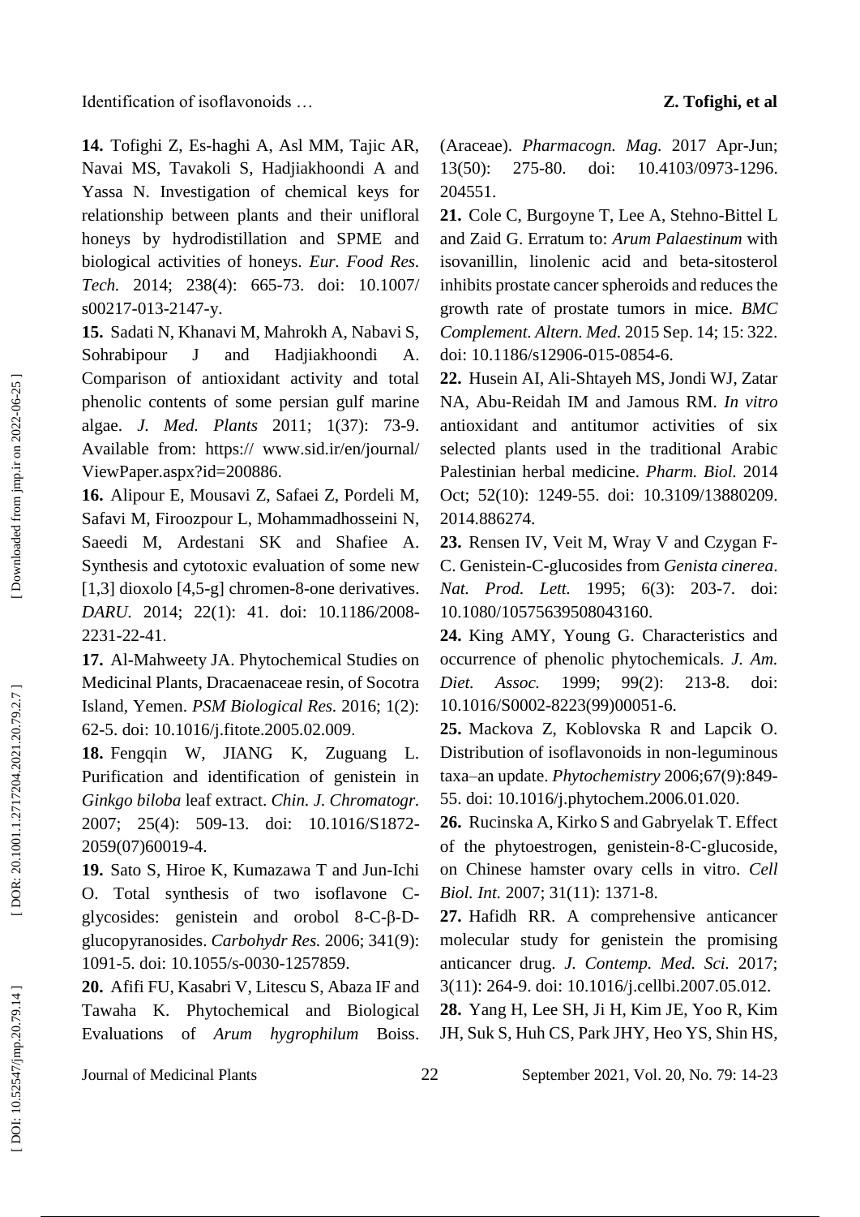**14.** Tofighi Z, Es-haghi A, Asl MM, Tajic AR, Navai MS, Tavakoli S, Hadjiakhoondi A and Yassa N. Investigation of chemical keys for relationship between plants and their unifloral honeys by hydrodistillation and SPME and biological activities of honeys. *Eur. Food Res. Tech.* 2014; 238(4): 665-73. doi: 10.1007/ s00217-013-2147-y.

**15.** Sadati N, Khanavi M, Mahrokh A, Nabavi S, Sohrabipour J and Hadjiakhoondi A. Comparison of antioxidant activity and total phenolic contents of some persian gulf marine algae. *J. Med. Plants* 2011; 1(37): 73-9. Available from: https:// www.sid.ir/en/journal/ ViewPaper.aspx?id=200886.

**16.** Alipour E, Mousavi Z, Safaei Z, Pordeli M, Safavi M, Firoozpour L, Mohammadhosseini N, Saeedi M, Ardestani SK and Shafiee A. Synthesis and cytotoxic evaluation of some new [1,3] dioxolo [4,5-g] chromen-8-one derivatives. *DARU.* 2014; 22(1): 41. doi: 10.1186/2008-2231-22-41.

**17.** Al-Mahweety JA. Phytochemical Studies on Medicinal Plants, Dracaenaceae resin, of Socotra Island, Yemen. *PSM Biological Res.* 2016; 1(2): 62-5. doi: 10.1016/j.fitote.2005.02.009.

**18.** Fengqin W, JIANG K, Zuguang L. Purification and identification of genistein in *Ginkgo biloba* leaf extract. *Chin. J. Chromatogr.* 2007; 25(4): 509-13. doi: 10.1016/S1872-2059(07)60019-4.

**19.** Sato S, Hiroe K, Kumazawa T and Jun-Ichi O. Total synthesis of two isoflavone C-glycosides: genistein and orobol 8-C-β-D-glucopyranosides. *Carbohydr Res.* 2006; 341(9): 1091-5. doi: 10.1055/s-0030-1257859.

**20.** Afifi FU, Kasabri V, Litescu S, Abaza IF and Tawaha K. Phytochemical and Biological Evaluations of *Arum hygrophilum* Boiss. (Araceae). *Pharmacogn. Mag.* 2017 Apr-Jun; 13(50): 275-80. doi: 10.4103/0973-1296. 204551.

**21.** Cole C, Burgoyne T, Lee A, Stehno-Bittel L and Zaid G. Erratum to: *Arum Palaestinum* with isovanillin, linolenic acid and beta-sitosterol inhibits prostate cancer spheroids and reduces the growth rate of prostate tumors in mice. *BMC Complement. Altern. Med.* 2015 Sep. 14; 15: 322. doi: 10.1186/s12906-015-0854-6.

**22.** Husein AI, Ali-Shtayeh MS, Jondi WJ, Zatar NA, Abu-Reidah IM and Jamous RM. *In vitro* antioxidant and antitumor activities of six selected plants used in the traditional Arabic Palestinian herbal medicine. *Pharm. Biol.* 2014 Oct; 52(10): 1249-55. doi: 10.3109/13880209. 2014.886274.

**23.** Rensen IV, Veit M, Wray V and Czygan F-C. Genistein-C-glucosides from *Genista cinerea*. *Nat. Prod. Lett.* 1995; 6(3): 203-7. doi: 10.1080/10575639508043160.

**24.** King AMY, Young G. Characteristics and occurrence of phenolic phytochemicals. *J. Am. Diet. Assoc.* 1999; 99(2): 213-8. doi: 10.1016/S0002-8223(99)00051-6.

**25.** Mackova Z, Koblovska R and Lapcik O. Distribution of isoflavonoids in non-leguminous taxa–an update. *Phytochemistry* 2006;67(9):849-55. doi: 10.1016/j.phytochem.2006.01.020.

**26.** Rucinska A, Kirko S and Gabryelak T. Effect of the phytoestrogen, genistein-8-C-glucoside, on Chinese hamster ovary cells in vitro. *Cell Biol. Int.* 2007; 31(11): 1371-8.

**27.** Hafidh RR. A comprehensive anticancer molecular study for genistein the promising anticancer drug. *J. Contemp. Med. Sci.* 2017; 3(11): 264-9. doi: 10.1016/j.cellbi.2007.05.012.

**28.** Yang H, Lee SH, Ji H, Kim JE, Yoo R, Kim JH, Suk S, Huh CS, Park JHY, Heo YS, Shin HS,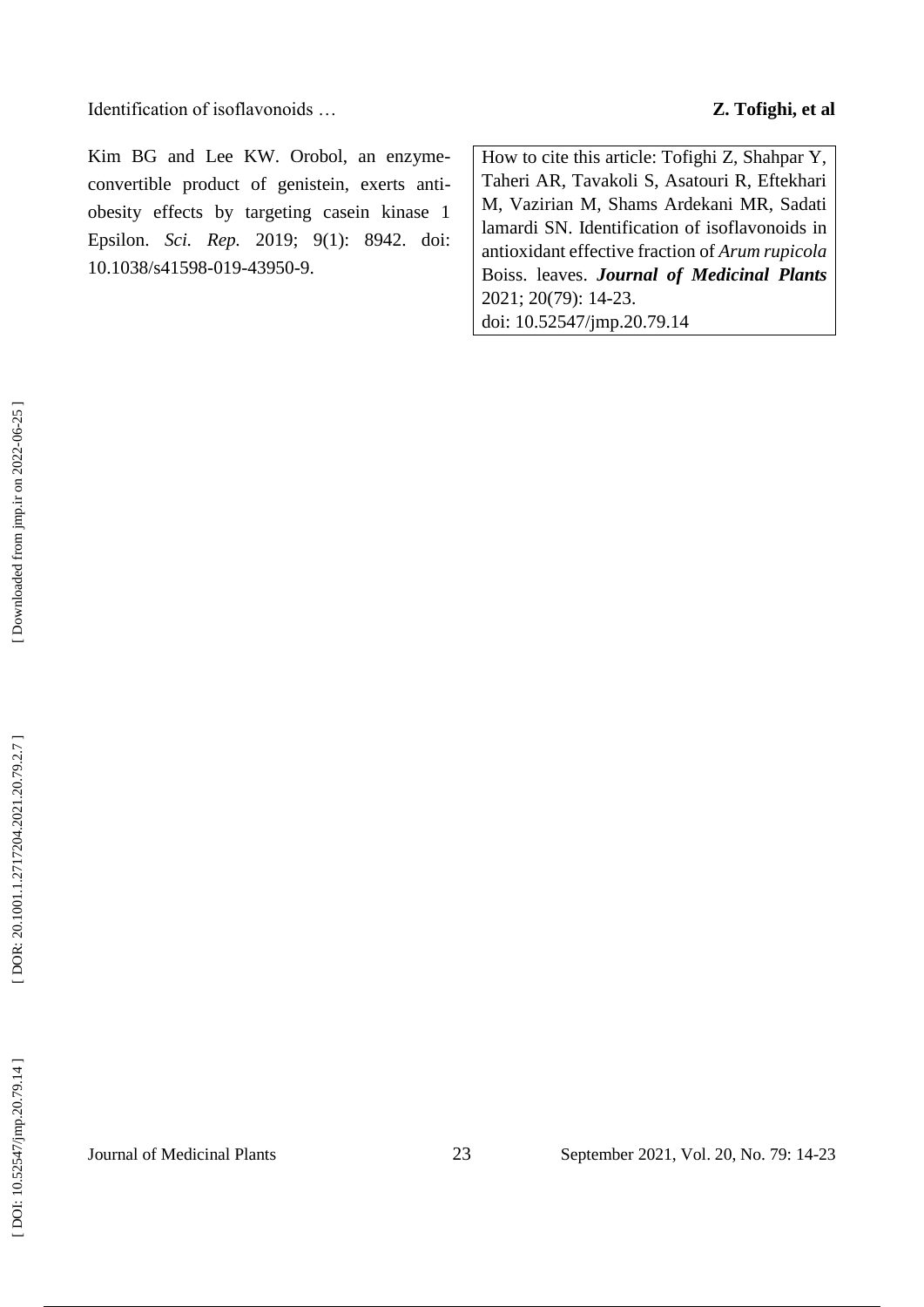Kim BG and Lee KW. Orobol, an enzyme-convertible product of genistein, exerts anti-obesity effects by targeting casein kinase 1 Epsilon. *Sci. Rep.* 2019; 9(1): 8942. doi: 10.1038/s41598-019-43950-9.

How to cite this article: Tofighi Z, Shahpar Y, Taheri AR, Tavakoli S, Asatouri R, Eftekhari M, Vazirian M, Shams Ardekani MR, Sadati lamardi SN. Identification of isoflavonoids in antioxidant effective fraction of *Arum rupicola* Boiss. leaves. ***Journal of Medicinal Plants*** 2021; 20(79): 14-23.
doi: 10.52547/jmp.20.79.14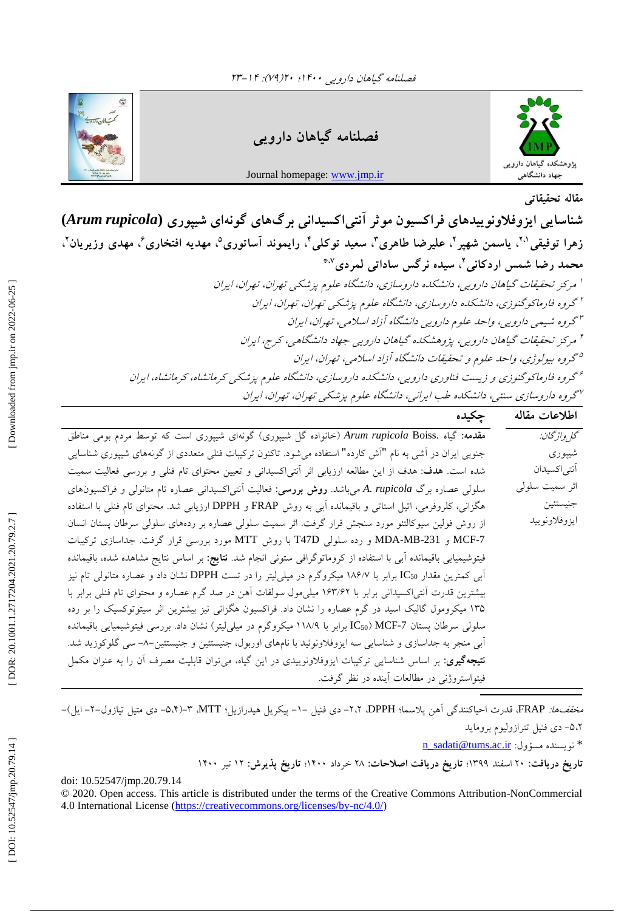فصلنامه گیاهان دارویی

Journal homepage: www.jmp.ir

مقاله تحقیقاتی

# شناسایی ایزوفلاونوییدهای فراکسیون موثر آنتی‌اکسیدانی برگ‌های گونه‌ای شیپوری (*Arum rupicola*)

زهرا توفیقی[۱,۲]، یاسمن شهپر[۲]، علیرضا طاهری[۳]، سعید توکلی[۴]، رایموند آساتوری[۵]، مهدیه افتخاری[۶]، مهدی وزیریان[۲]، محمد رضا شمس اردکانی[۲]، سیده نرگس ساداتی لمردی[۷]*

[۱] مرکز تحقیقات گیاهان دارویی، دانشکده داروسازی، دانشگاه علوم پزشکی تهران، تهران، ایران
[۲] گروه فارماکوگنوزی، دانشکده داروسازی، دانشگاه علوم پزشکی تهران، تهران، ایران
[۳] گروه شیمی دارویی، واحد علوم دارویی دانشگاه آزاد اسلامی، تهران، ایران
[۴] مرکز تحقیقات گیاهان دارویی، پژوهشکده گیاهان دارویی جهاد دانشگاهی، کرج، ایران
[۵] گروه بیولوژی، واحد علوم و تحقیقات دانشگاه آزاد اسلامی، تهران، ایران
[۶] گروه فارماکوگنوزی و زیست فناوری دارویی، دانشکده داروسازی، دانشگاه علوم پزشکی کرمانشاه، کرمانشاه، ایران
[۷] گروه داروسازی سنتی، دانشکده طب ایرانی، دانشگاه علوم پزشکی تهران، تهران، ایران

**اطلاعات مقاله**

*گل‌واژگان:*
شیپوری
آنتی‌اکسیدان
اثر سمیت سلولی
جنیستئین
ایزوفلاونویید

## چکیده

**مقدمه:** گیاه *Arum rupicola* Boiss. (خانواده گل شیپوری) گونه‌ای شیپوری است که توسط مردم بومی مناطق جنوبی ایران در آشی به نام "آش کارده" استفاده می‌شود. تاکنون ترکیبات فنلی متعددی از گونه‌های شیپوری شناسایی شده است. **هدف:** هدف از این مطالعه ارزیابی اثر آنتی‌اکسیدانی و تعیین محتوای تام فنلی و بررسی فعالیت سمیت سلولی عصاره برگ *A. rupicola* می‌باشد. **روش بررسی:** فعالیت آنتی‌اکسیدانی عصاره تام متانولی و فراکسیون‌های هگزانی، کلروفرمی، اتیل استاتی و باقیمانده آبی به روش FRAP و DPPH ارزیابی شد. محتوای تام فنلی با استفاده از روش فولین سیوکالتئو مورد سنجش قرار گرفت. اثر سمیت سلولی عصاره بر رده‌های سلولی سرطان پستان انسان MCF-7 و MDA-MB-231 و رده سلولی T47D با روش MTT مورد بررسی قرار گرفت. جداسازی ترکیبات فیتوشیمیایی باقیمانده آبی با استفاده از کروماتوگرافی ستونی انجام شد. **نتایج:** بر اساس نتایج مشاهده شده، باقیمانده آبی کمترین مقدار $IC_{50}$ برابر با ۱۸۶/۷ میکروگرم در میلی‌لیتر را در تست DPPH نشان داد و عصاره متانولی تام نیز بیشترین قدرت آنتی‌اکسیدانی برابر با ۱۶۳/۶۲ میلی‌مول سولفات آهن در صد گرم عصاره و محتوای تام فنلی برابر با ۱۳۵ میکرومول گالیک اسید در گرم عصاره را نشان داد. فراکسیون هگزانی نیز بیشترین اثر سیتوتوکسیک را بر رده سلولی سرطان پستان MCF-7 ($IC_{50}$ برابر با ۱۱۸/۹ میکروگرم در میلی‌لیتر) نشان داد. بررسی فیتوشیمیایی باقیمانده آبی منجر به جداسازی و شناسایی سه ایزوفلاونوئید با نام‌های اوربول، جنیستئین و جنیستئین-۸- سی گلوکوزید شد. **نتیجه‌گیری:** بر اساس شناسایی ترکیبات ایزوفلاونوییدی در این گیاه، می‌توان قابلیت مصرف آن را به عنوان مکمل فیتواستروژنی در مطالعات آینده در نظر گرفت.

*مخفف‌ها:* FRAP، قدرت احیاکنندگی آهن پلاسما؛ DPPH، ۲،۲- دی فنیل -۱- پیکریل هیدرازیل؛ MTT، ۳-(۵،۴- دی متیل تیازول-۲- ایل)-۵،۲- دی فنیل تترازولیوم بروماید

\* نویسنده مسؤول: n_sadati@tums.ac.ir

**تاریخ دریافت:** ۲۰ اسفند ۱۳۹۹؛ **تاریخ دریافت اصلاحات:** ۲۸ خرداد ۱۴۰۰؛ **تاریخ پذیرش:** ۱۲ تیر ۱۴۰۰

doi: 10.52547/jmp.20.79.14

© 2020. Open access. This article is distributed under the terms of the Creative Commons Attribution-NonCommercial 4.0 International License (https://creativecommons.org/licenses/by-nc/4.0/)